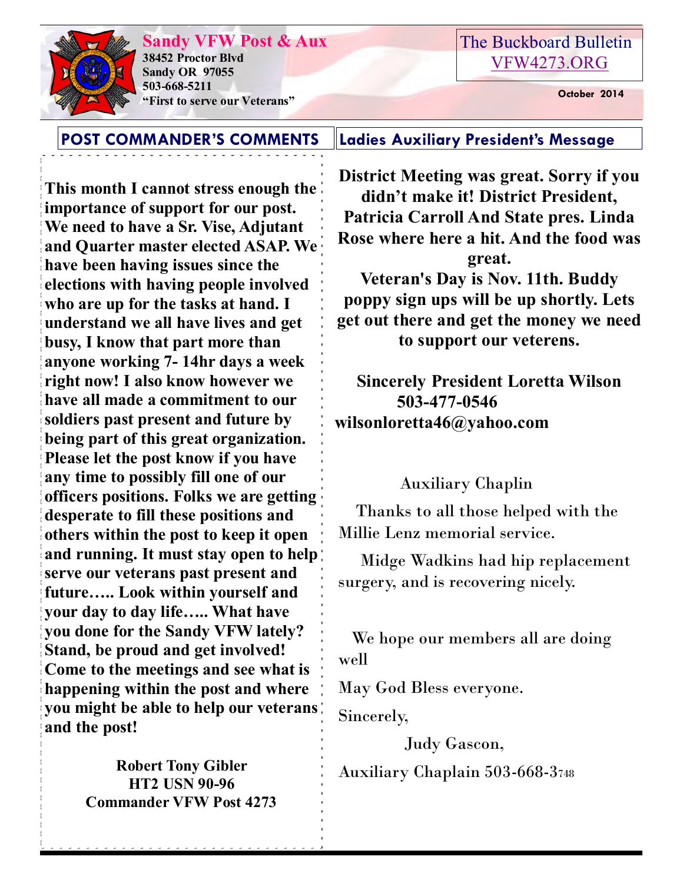**Sandy VFW Post & Aux**
**38452 Proctor Blvd**
**Sandy OR 97055**
**503-668-5211**
**"First to serve our Veterans"**

The Buckboard Bulletin
VFW4273.ORG

**October 2014**

## POST COMMANDER'S COMMENTS

**This month I cannot stress enough the importance of support for our post. We need to have a Sr. Vise, Adjutant and Quarter master elected ASAP. We have been having issues since the elections with having people involved who are up for the tasks at hand. I understand we all have lives and get busy, I know that part more than anyone working 7- 14hr days a week right now! I also know however we have all made a commitment to our soldiers past present and future by being part of this great organization. Please let the post know if you have any time to possibly fill one of our officers positions. Folks we are getting desperate to fill these positions and others within the post to keep it open and running. It must stay open to help serve our veterans past present and future….. Look within yourself and your day to day life….. What have you done for the Sandy VFW lately? Stand, be proud and get involved! Come to the meetings and see what is happening within the post and where you might be able to help our veterans and the post!**

**Robert Tony Gibler**
**HT2 USN 90-96**
**Commander VFW Post 4273**

## Ladies Auxiliary President's Message

**District Meeting was great. Sorry if you didn't make it! District President, Patricia Carroll And State pres. Linda Rose where here a hit. And the food was great.**

**Veteran's Day is Nov. 11th. Buddy poppy sign ups will be up shortly. Lets get out there and get the money we need to support our veterens.**

**Sincerely President Loretta Wilson**
**503-477-0546**
**wilsonloretta46@yahoo.com**

Auxiliary Chaplin

Thanks to all those helped with the Millie Lenz memorial service.

Midge Wadkins had hip replacement surgery, and is recovering nicely.

We hope our members all are doing well

May God Bless everyone.

Sincerely,

Judy Gascon,

Auxiliary Chaplain 503-668-3748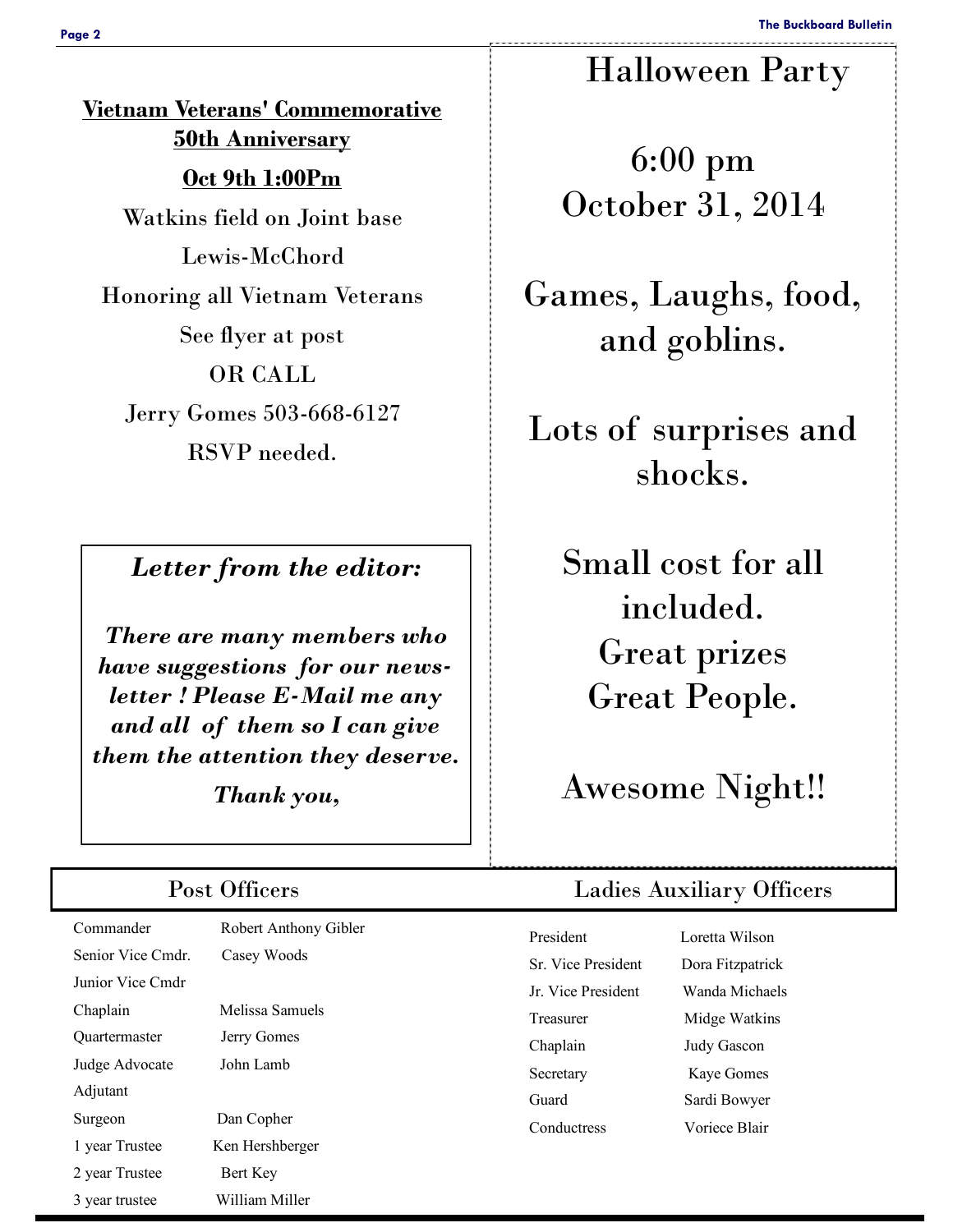**Vietnam Veterans' Commemorative 50th Anniversary**

**Oct 9th 1:00Pm**

Watkins field on Joint base

Lewis-McChord

Honoring all Vietnam Veterans

See flyer at post

OR CALL

Jerry Gomes 503-668-6127

RSVP needed.

***Letter from the editor:***

***There are many members who have suggestions for our newsletter ! Please E-Mail me any and all of them so I can give them the attention they deserve.***

***Thank you,***

# Halloween Party

6:00 pm
October 31, 2014

Games, Laughs, food, and goblins.

Lots of surprises and shocks.

Small cost for all included.
Great prizes
Great People.

Awesome Night!!

## Post Officers

| | |
|---|---|
| Commander | Robert Anthony Gibler |
| Senior Vice Cmdr. | Casey Woods |
| Junior Vice Cmdr | |
| Chaplain | Melissa Samuels |
| Quartermaster | Jerry Gomes |
| Judge Advocate | John Lamb |
| Adjutant | |
| Surgeon | Dan Copher |
| 1 year Trustee | Ken Hershberger |
| 2 year Trustee | Bert Key |
| 3 year trustee | William Miller |

## Ladies Auxiliary Officers

| | |
|---|---|
| President | Loretta Wilson |
| Sr. Vice President | Dora Fitzpatrick |
| Jr. Vice President | Wanda Michaels |
| Treasurer | Midge Watkins |
| Chaplain | Judy Gascon |
| Secretary | Kaye Gomes |
| Guard | Sardi Bowyer |
| Conductress | Voriece Blair |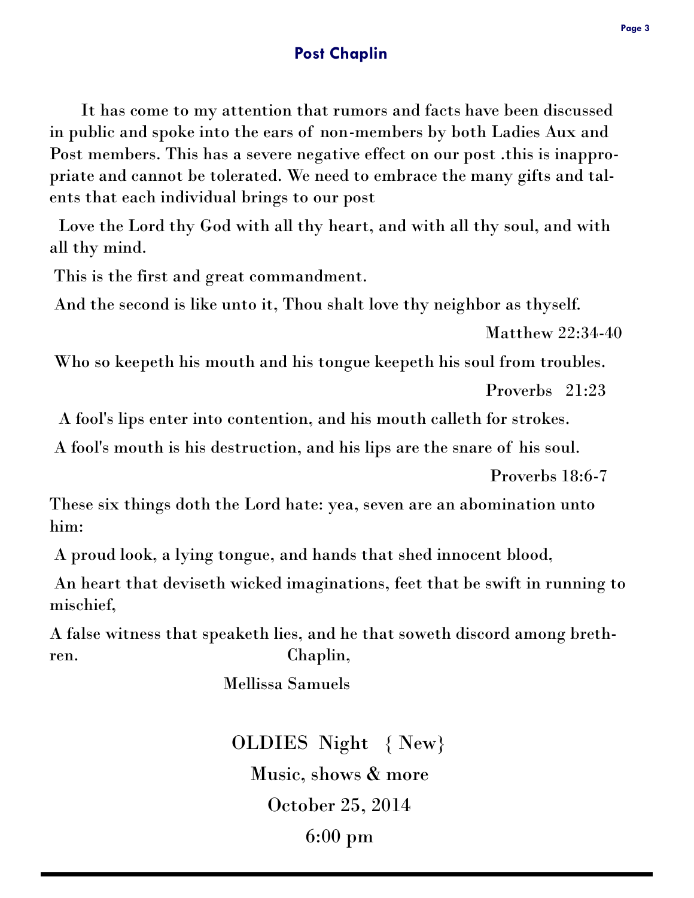## Post Chaplin

It has come to my attention that rumors and facts have been discussed in public and spoke into the ears of non-members by both Ladies Aux and Post members. This has a severe negative effect on our post .this is inappropriate and cannot be tolerated. We need to embrace the many gifts and talents that each individual brings to our post

Love the Lord thy God with all thy heart, and with all thy soul, and with all thy mind.

This is the first and great commandment.

And the second is like unto it, Thou shalt love thy neighbor as thyself.

Matthew 22:34-40

Who so keepeth his mouth and his tongue keepeth his soul from troubles.

Proverbs 21:23

A fool's lips enter into contention, and his mouth calleth for strokes.

A fool's mouth is his destruction, and his lips are the snare of his soul.

Proverbs 18:6-7

These six things doth the Lord hate: yea, seven are an abomination unto him:

A proud look, a lying tongue, and hands that shed innocent blood,

An heart that deviseth wicked imaginations, feet that be swift in running to mischief,

A false witness that speaketh lies, and he that soweth discord among brethren.

Chaplin,

Mellissa Samuels

OLDIES Night { New}

Music, shows & more

October 25, 2014

6:00 pm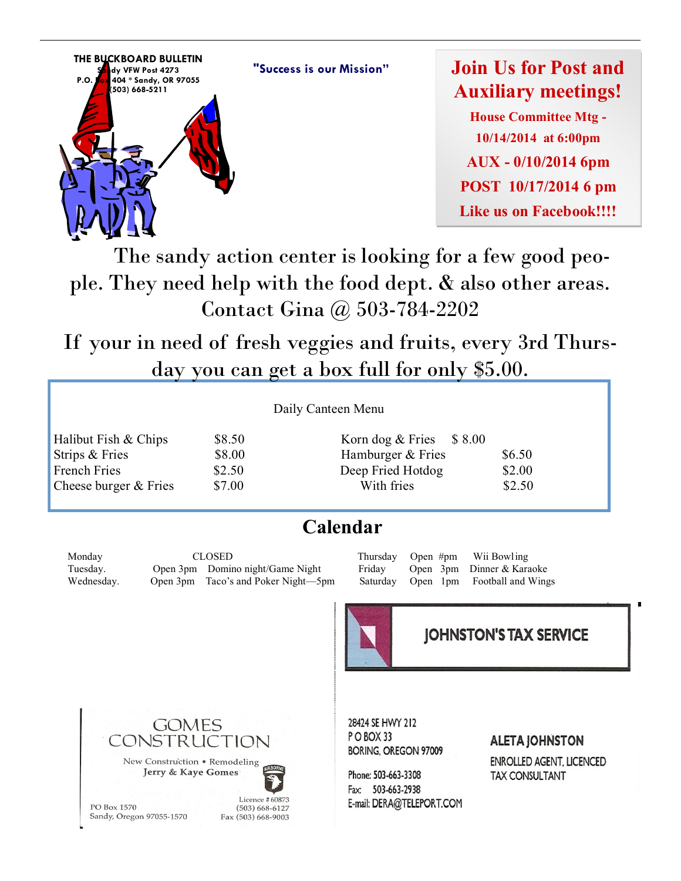THE BUCKBOARD BULLETIN
Sandy VFW Post 4273
P.O. Box 404 * Sandy, OR 97055
(503) 668-5211

"Success is our Mission"

**Join Us for Post and Auxiliary meetings!**

**House Committee Mtg - 10/14/2014 at 6:00pm**

**AUX - 0/10/2014 6pm**

**POST 10/17/2014 6 pm**

**Like us on Facebook!!!!**

The sandy action center is looking for a few good people. They need help with the food dept. & also other areas. Contact Gina @ 503-784-2202

If your in need of fresh veggies and fruits, every 3rd Thursday you can get a box full for only $5.00.

Daily Canteen Menu

| | | | |
|---|---|---|---|
| Halibut Fish & Chips | $8.50 | Korn dog & Fries | $ 8.00 |
| Strips & Fries | $8.00 | Hamburger & Fries | $6.50 |
| French Fries | $2.50 | Deep Fried Hotdog | $2.00 |
| Cheese burger & Fries | $7.00 | With fries | $2.50 |

## Calendar

| | | |
|---|---|---|
| Monday | CLOSED | |
| Tuesday. | Open 3pm | Domino night/Game Night |
| Wednesday. | Open 3pm | Taco's and Poker Night—5pm |
| Thursday | Open #pm | Wii Bowling |
| Friday | Open 3pm | Dinner & Karaoke |
| Saturday | Open 1pm | Football and Wings |

GOMES CONSTRUCTION
New Construction • Remodeling
Jerry & Kaye Gomes
PO Box 1570
Sandy, Oregon 97055-1570
Licence # 60873
(503) 668-6127
Fax (503) 668-9003

JOHNSTON'S TAX SERVICE
28424 SE HWY 212
P O BOX 33
BORING, OREGON 97009
Phone: 503-663-3308
Fax: 503-663-2938
E-mail: DERA@TELEPORT.COM

ALETA JOHNSTON
ENROLLED AGENT, LICENCED TAX CONSULTANT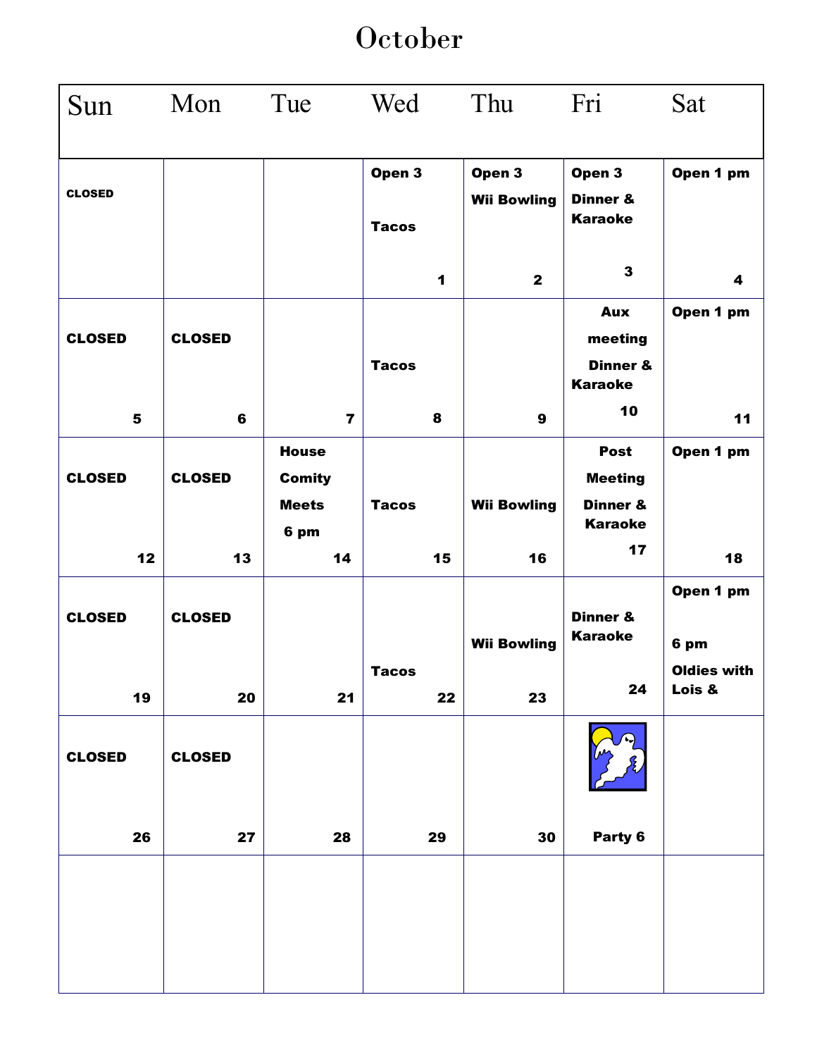# October

| Sun | Mon | Tue | Wed | Thu | Fri | Sat |
|---|---|---|---|---|---|---|
| CLOSED | | | Open 3<br>Tacos<br>1 | Open 3<br>Wii Bowling<br>2 | Open 3<br>Dinner & Karaoke<br>3 | Open 1 pm<br>4 |
| CLOSED<br>5 | CLOSED<br>6 | 7 | Tacos<br>8 | 9 | Aux meeting<br>Dinner & Karaoke<br>10 | Open 1 pm<br>11 |
| CLOSED<br>12 | CLOSED<br>13 | House Comity Meets 6 pm<br>14 | Tacos<br>15 | Wii Bowling<br>16 | Post Meeting<br>Dinner & Karaoke<br>17 | Open 1 pm<br>18 |
| CLOSED<br>19 | CLOSED<br>20 | 21 | Tacos<br>22 | Wii Bowling<br>23 | Dinner & Karaoke<br>24 | Open 1 pm<br>6 pm<br>Oldies with Lois & |
| CLOSED<br>26 | CLOSED<br>27 | 28 | 29 | 30 | Party 6 | |
| | | | | | | |